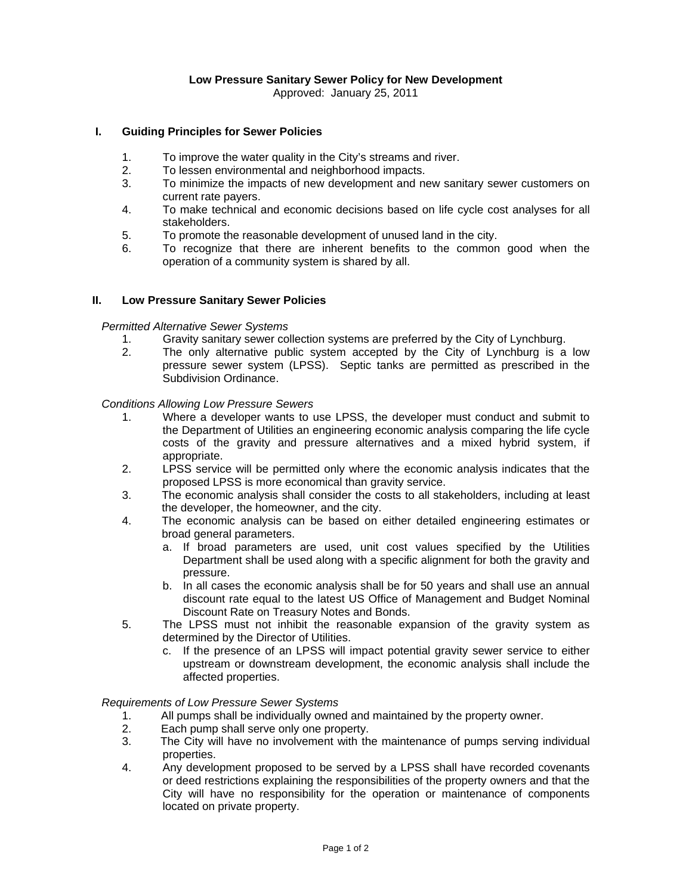# Low Pressure Sanitary Sewer Policy for New Development

Approved: January 25, 2011

## I. Guiding Principles for Sewer Policies

1. To improve the water quality in the City's streams and river.
2. To lessen environmental and neighborhood impacts.
3. To minimize the impacts of new development and new sanitary sewer customers on current rate payers.
4. To make technical and economic decisions based on life cycle cost analyses for all stakeholders.
5. To promote the reasonable development of unused land in the city.
6. To recognize that there are inherent benefits to the common good when the operation of a community system is shared by all.

## II. Low Pressure Sanitary Sewer Policies

*Permitted Alternative Sewer Systems*

1. Gravity sanitary sewer collection systems are preferred by the City of Lynchburg.
2. The only alternative public system accepted by the City of Lynchburg is a low pressure sewer system (LPSS). Septic tanks are permitted as prescribed in the Subdivision Ordinance.

*Conditions Allowing Low Pressure Sewers*

1. Where a developer wants to use LPSS, the developer must conduct and submit to the Department of Utilities an engineering economic analysis comparing the life cycle costs of the gravity and pressure alternatives and a mixed hybrid system, if appropriate.
2. LPSS service will be permitted only where the economic analysis indicates that the proposed LPSS is more economical than gravity service.
3. The economic analysis shall consider the costs to all stakeholders, including at least the developer, the homeowner, and the city.
4. The economic analysis can be based on either detailed engineering estimates or broad general parameters.
   a. If broad parameters are used, unit cost values specified by the Utilities Department shall be used along with a specific alignment for both the gravity and pressure.
   b. In all cases the economic analysis shall be for 50 years and shall use an annual discount rate equal to the latest US Office of Management and Budget Nominal Discount Rate on Treasury Notes and Bonds.
5. The LPSS must not inhibit the reasonable expansion of the gravity system as determined by the Director of Utilities.
   c. If the presence of an LPSS will impact potential gravity sewer service to either upstream or downstream development, the economic analysis shall include the affected properties.

*Requirements of Low Pressure Sewer Systems*

1. All pumps shall be individually owned and maintained by the property owner.
2. Each pump shall serve only one property.
3. The City will have no involvement with the maintenance of pumps serving individual properties.
4. Any development proposed to be served by a LPSS shall have recorded covenants or deed restrictions explaining the responsibilities of the property owners and that the City will have no responsibility for the operation or maintenance of components located on private property.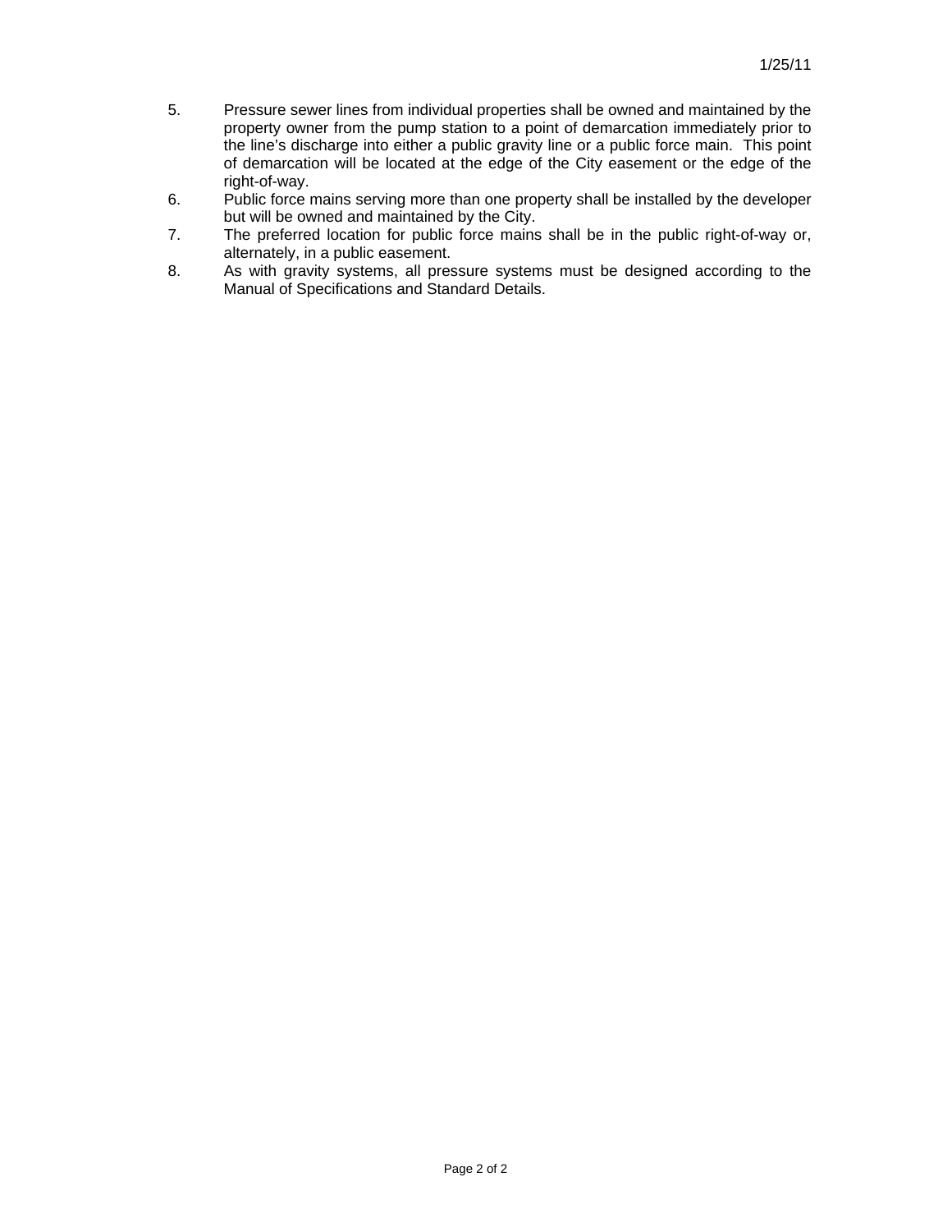5. Pressure sewer lines from individual properties shall be owned and maintained by the property owner from the pump station to a point of demarcation immediately prior to the line's discharge into either a public gravity line or a public force main. This point of demarcation will be located at the edge of the City easement or the edge of the right-of-way.
6. Public force mains serving more than one property shall be installed by the developer but will be owned and maintained by the City.
7. The preferred location for public force mains shall be in the public right-of-way or, alternately, in a public easement.
8. As with gravity systems, all pressure systems must be designed according to the Manual of Specifications and Standard Details.